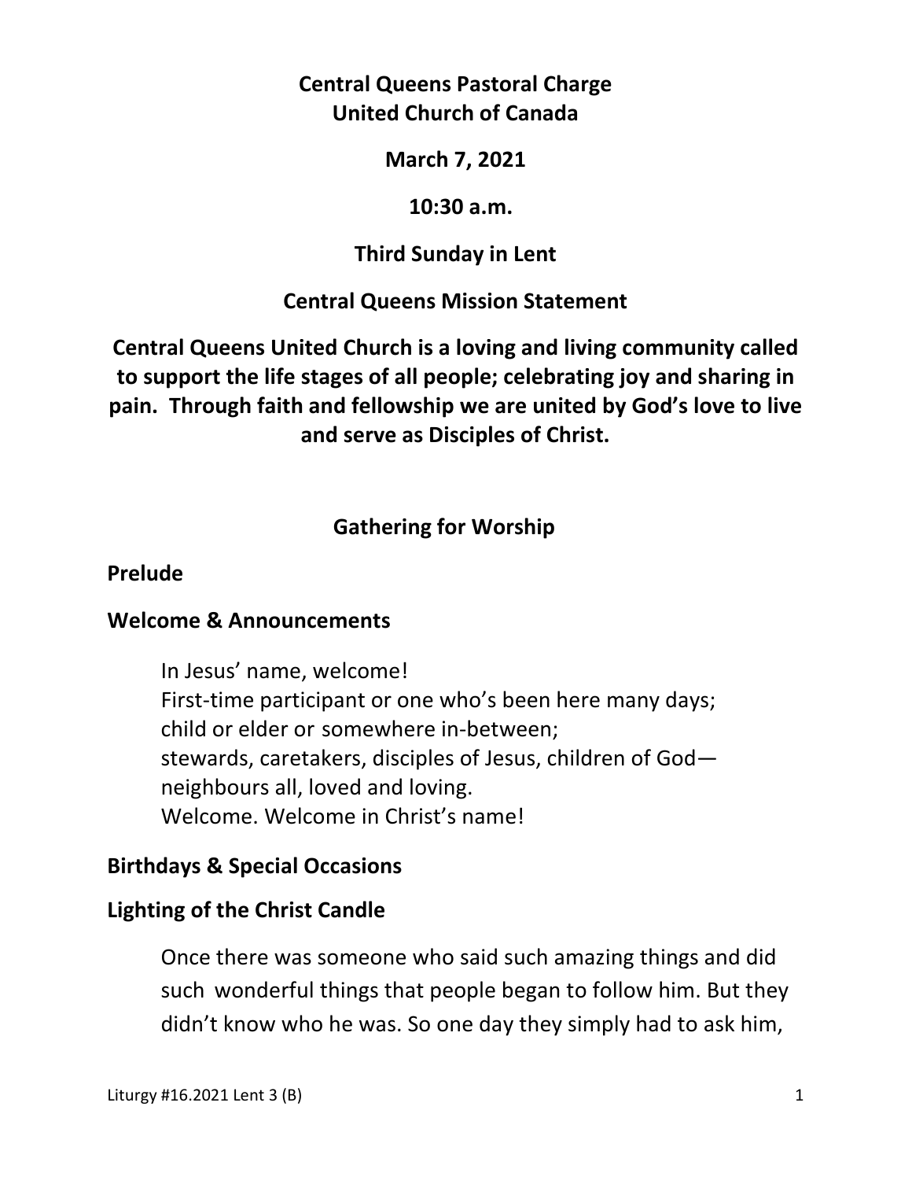**Central Queens Pastoral Charge**
**United Church of Canada**

**March 7, 2021**

**10:30 a.m.**

**Third Sunday in Lent**

**Central Queens Mission Statement**

**Central Queens United Church is a loving and living community called to support the life stages of all people; celebrating joy and sharing in pain. Through faith and fellowship we are united by God's love to live and serve as Disciples of Christ.**

## Gathering for Worship

### Prelude

### Welcome & Announcements

In Jesus' name, welcome!
First-time participant or one who's been here many days;
child or elder or somewhere in-between;
stewards, caretakers, disciples of Jesus, children of God—
neighbours all, loved and loving.
Welcome. Welcome in Christ's name!

### Birthdays & Special Occasions

### Lighting of the Christ Candle

Once there was someone who said such amazing things and did such wonderful things that people began to follow him. But they didn't know who he was. So one day they simply had to ask him,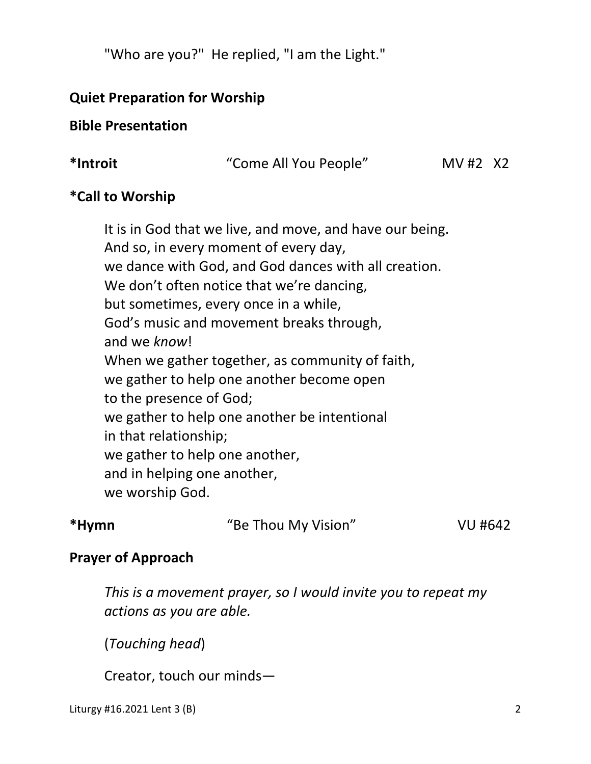"Who are you?"  He replied, "I am the Light."

**Quiet Preparation for Worship**

**Bible Presentation**

**\*Introit** "Come All You People" MV #2 X2

**\*Call to Worship**

It is in God that we live, and move, and have our being.
And so, in every moment of every day,
we dance with God, and God dances with all creation.
We don't often notice that we're dancing,
but sometimes, every once in a while,
God's music and movement breaks through,
and we *know*!
When we gather together, as community of faith,
we gather to help one another become open
to the presence of God;
we gather to help one another be intentional
in that relationship;
we gather to help one another,
and in helping one another,
we worship God.

**\*Hymn** "Be Thou My Vision" VU #642

**Prayer of Approach**

*This is a movement prayer, so I would invite you to repeat my actions as you are able.*

(*Touching head*)

Creator, touch our minds—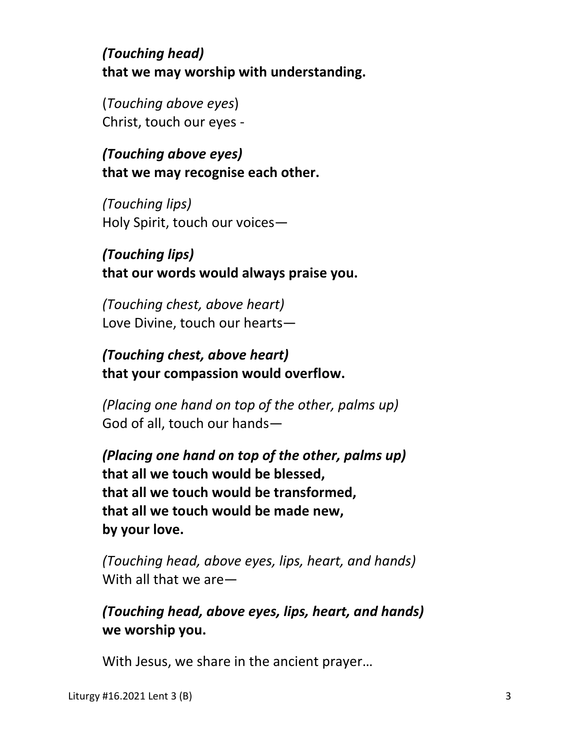***(Touching head)***
**that we may worship with understanding.**

(*Touching above eyes*)
Christ, touch our eyes -

***(Touching above eyes)***
**that we may recognise each other.**

*(Touching lips)*
Holy Spirit, touch our voices—

***(Touching lips)***
**that our words would always praise you.**

*(Touching chest, above heart)*
Love Divine, touch our hearts—

***(Touching chest, above heart)***
**that your compassion would overflow.**

*(Placing one hand on top of the other, palms up)*
God of all, touch our hands—

***(Placing one hand on top of the other, palms up)***
**that all we touch would be blessed,**
**that all we touch would be transformed,**
**that all we touch would be made new,**
**by your love.**

*(Touching head, above eyes, lips, heart, and hands)*
With all that we are—

***(Touching head, above eyes, lips, heart, and hands)***
**we worship you.**

With Jesus, we share in the ancient prayer…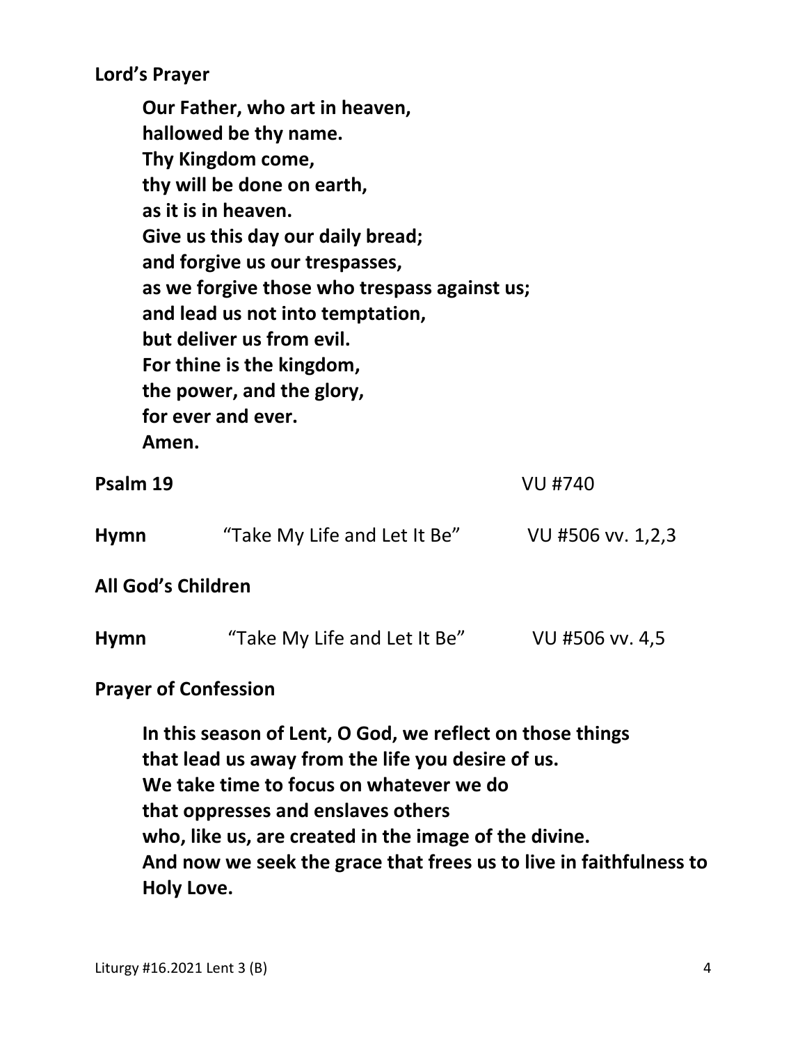**Lord's Prayer**

**Our Father, who art in heaven,**
**hallowed be thy name.**
**Thy Kingdom come,**
**thy will be done on earth,**
**as it is in heaven.**
**Give us this day our daily bread;**
**and forgive us our trespasses,**
**as we forgive those who trespass against us;**
**and lead us not into temptation,**
**but deliver us from evil.**
**For thine is the kingdom,**
**the power, and the glory,**
**for ever and ever.**
**Amen.**

**Psalm 19** VU #740

**Hymn** "Take My Life and Let It Be" VU #506 vv. 1,2,3

**All God's Children**

**Hymn** "Take My Life and Let It Be" VU #506 vv. 4,5

**Prayer of Confession**

**In this season of Lent, O God, we reflect on those things**
**that lead us away from the life you desire of us.**
**We take time to focus on whatever we do**
**that oppresses and enslaves others**
**who, like us, are created in the image of the divine.**
**And now we seek the grace that frees us to live in faithfulness to Holy Love.**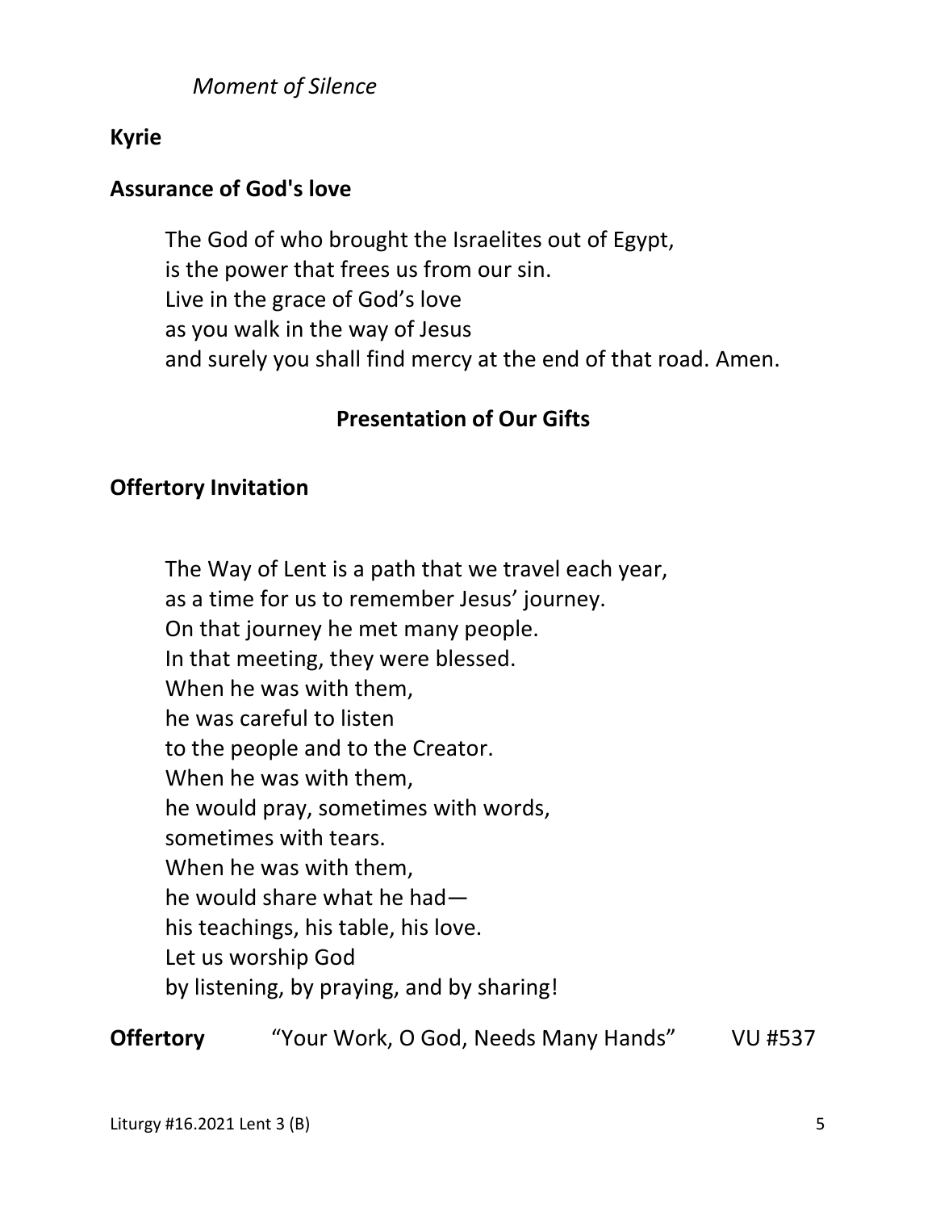*Moment of Silence*

**Kyrie**

**Assurance of God's love**

The God of who brought the Israelites out of Egypt,
is the power that frees us from our sin.
Live in the grace of God's love
as you walk in the way of Jesus
and surely you shall find mercy at the end of that road. Amen.

## Presentation of Our Gifts

**Offertory Invitation**

The Way of Lent is a path that we travel each year,
as a time for us to remember Jesus' journey.
On that journey he met many people.
In that meeting, they were blessed.
When he was with them,
he was careful to listen
to the people and to the Creator.
When he was with them,
he would pray, sometimes with words,
sometimes with tears.
When he was with them,
he would share what he had—
his teachings, his table, his love.
Let us worship God
by listening, by praying, and by sharing!

**Offertory** "Your Work, O God, Needs Many Hands" VU #537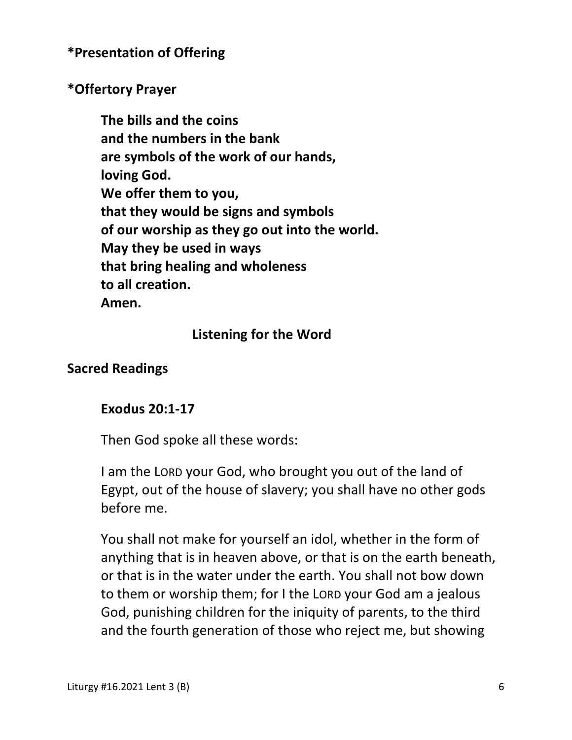**\*Presentation of Offering**

**\*Offertory Prayer**

**The bills and the coins**
**and the numbers in the bank**
**are symbols of the work of our hands,**
**loving God.**
**We offer them to you,**
**that they would be signs and symbols**
**of our worship as they go out into the world.**
**May they be used in ways**
**that bring healing and wholeness**
**to all creation.**
**Amen.**

## Listening for the Word

**Sacred Readings**

**Exodus 20:1-17**

Then God spoke all these words:

I am the LORD your God, who brought you out of the land of Egypt, out of the house of slavery; you shall have no other gods before me.

You shall not make for yourself an idol, whether in the form of anything that is in heaven above, or that is on the earth beneath, or that is in the water under the earth. You shall not bow down to them or worship them; for I the LORD your God am a jealous God, punishing children for the iniquity of parents, to the third and the fourth generation of those who reject me, but showing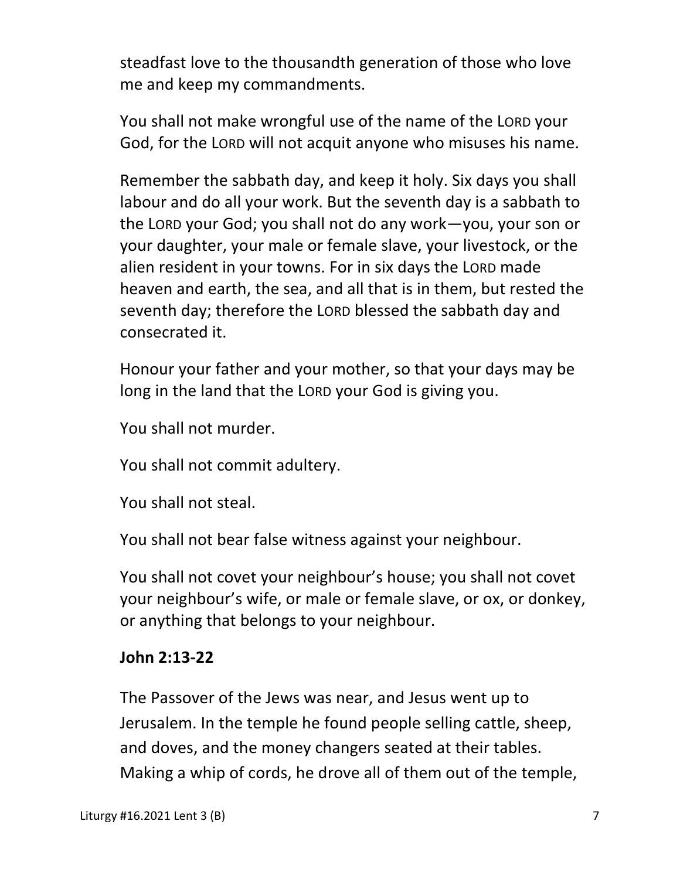steadfast love to the thousandth generation of those who love me and keep my commandments.

You shall not make wrongful use of the name of the LORD your God, for the LORD will not acquit anyone who misuses his name.

Remember the sabbath day, and keep it holy. Six days you shall labour and do all your work. But the seventh day is a sabbath to the LORD your God; you shall not do any work—you, your son or your daughter, your male or female slave, your livestock, or the alien resident in your towns. For in six days the LORD made heaven and earth, the sea, and all that is in them, but rested the seventh day; therefore the LORD blessed the sabbath day and consecrated it.

Honour your father and your mother, so that your days may be long in the land that the LORD your God is giving you.

You shall not murder.

You shall not commit adultery.

You shall not steal.

You shall not bear false witness against your neighbour.

You shall not covet your neighbour's house; you shall not covet your neighbour's wife, or male or female slave, or ox, or donkey, or anything that belongs to your neighbour.

**John 2:13-22**

The Passover of the Jews was near, and Jesus went up to Jerusalem. In the temple he found people selling cattle, sheep, and doves, and the money changers seated at their tables. Making a whip of cords, he drove all of them out of the temple,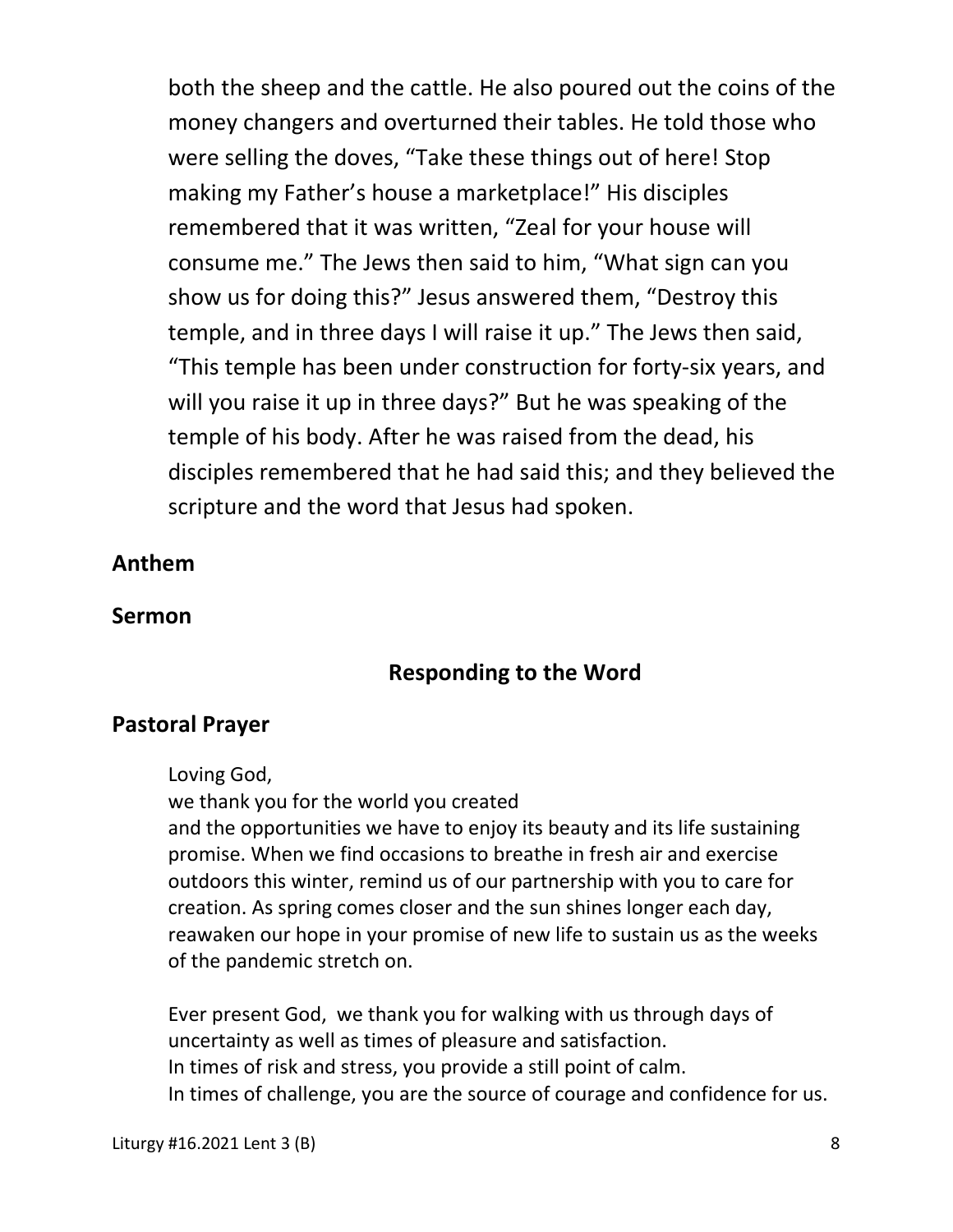both the sheep and the cattle. He also poured out the coins of the money changers and overturned their tables. He told those who were selling the doves, "Take these things out of here! Stop making my Father's house a marketplace!" His disciples remembered that it was written, "Zeal for your house will consume me." The Jews then said to him, "What sign can you show us for doing this?" Jesus answered them, "Destroy this temple, and in three days I will raise it up." The Jews then said, "This temple has been under construction for forty-six years, and will you raise it up in three days?" But he was speaking of the temple of his body. After he was raised from the dead, his disciples remembered that he had said this; and they believed the scripture and the word that Jesus had spoken.

**Anthem**

**Sermon**

## Responding to the Word

**Pastoral Prayer**

Loving God,
we thank you for the world you created
and the opportunities we have to enjoy its beauty and its life sustaining promise. When we find occasions to breathe in fresh air and exercise outdoors this winter, remind us of our partnership with you to care for creation. As spring comes closer and the sun shines longer each day, reawaken our hope in your promise of new life to sustain us as the weeks of the pandemic stretch on.

Ever present God, we thank you for walking with us through days of uncertainty as well as times of pleasure and satisfaction.
In times of risk and stress, you provide a still point of calm.
In times of challenge, you are the source of courage and confidence for us.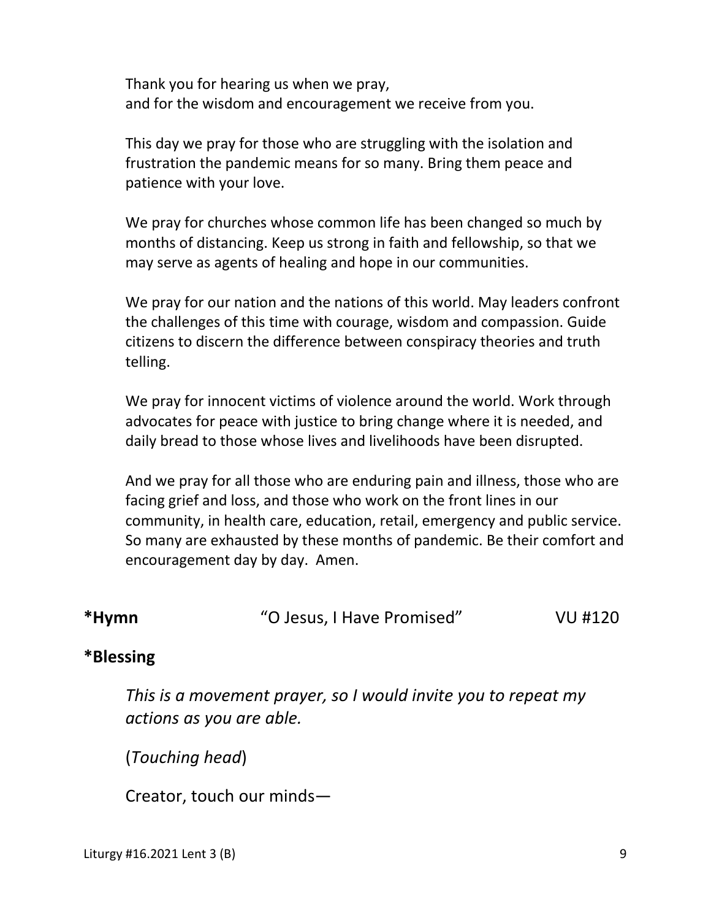Thank you for hearing us when we pray,
and for the wisdom and encouragement we receive from you.

This day we pray for those who are struggling with the isolation and frustration the pandemic means for so many. Bring them peace and patience with your love.

We pray for churches whose common life has been changed so much by months of distancing. Keep us strong in faith and fellowship, so that we may serve as agents of healing and hope in our communities.

We pray for our nation and the nations of this world. May leaders confront the challenges of this time with courage, wisdom and compassion. Guide citizens to discern the difference between conspiracy theories and truth telling.

We pray for innocent victims of violence around the world. Work through advocates for peace with justice to bring change where it is needed, and daily bread to those whose lives and livelihoods have been disrupted.

And we pray for all those who are enduring pain and illness, those who are facing grief and loss, and those who work on the front lines in our community, in health care, education, retail, emergency and public service. So many are exhausted by these months of pandemic. Be their comfort and encouragement day by day. Amen.

**\*Hymn** "O Jesus, I Have Promised" VU #120

**\*Blessing**

*This is a movement prayer, so I would invite you to repeat my actions as you are able.*

(*Touching head*)

Creator, touch our minds—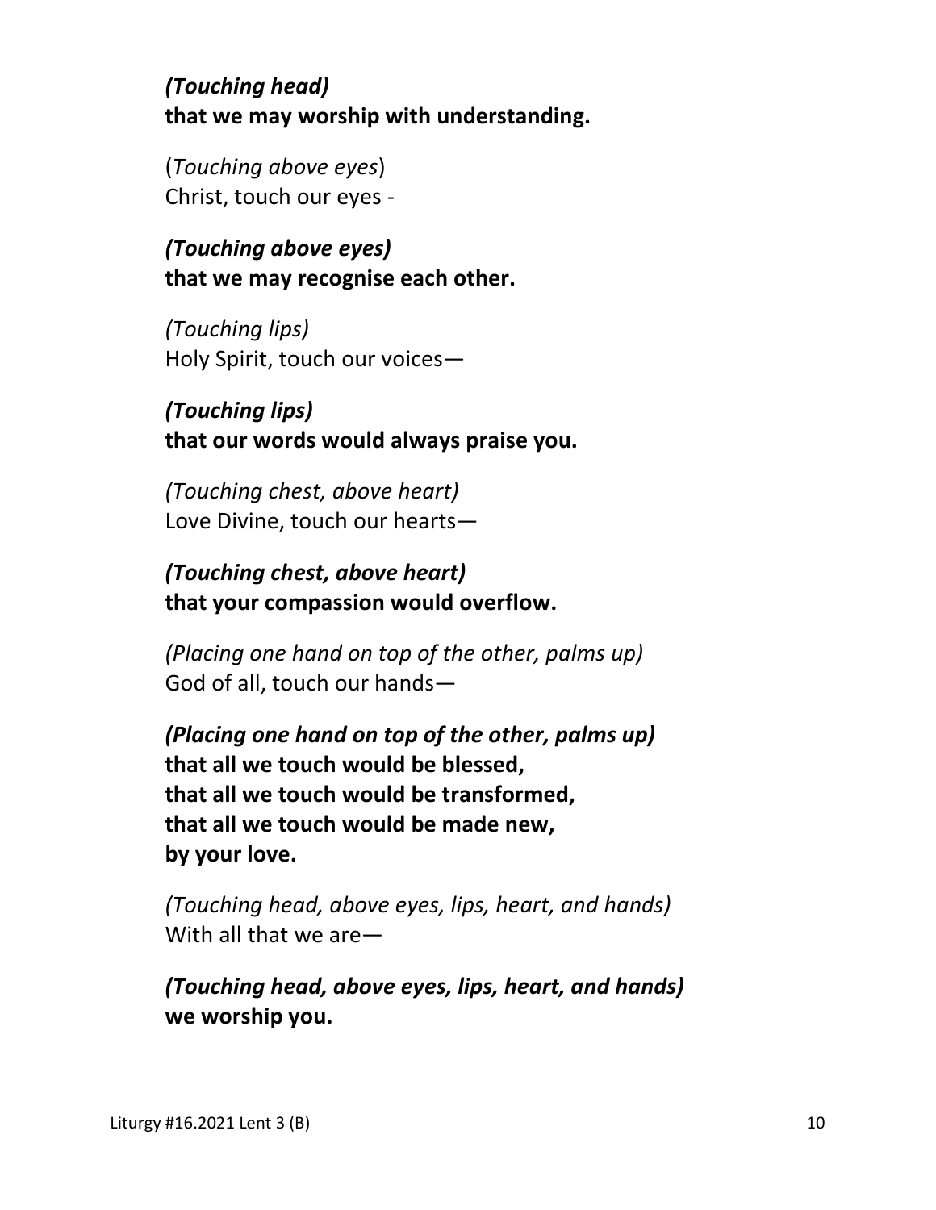***(Touching head)***
**that we may worship with understanding.**

(*Touching above eyes*)
Christ, touch our eyes -

***(Touching above eyes)***
**that we may recognise each other.**

*(Touching lips)*
Holy Spirit, touch our voices—

***(Touching lips)***
**that our words would always praise you.**

*(Touching chest, above heart)*
Love Divine, touch our hearts—

***(Touching chest, above heart)***
**that your compassion would overflow.**

*(Placing one hand on top of the other, palms up)*
God of all, touch our hands—

***(Placing one hand on top of the other, palms up)***
**that all we touch would be blessed,**
**that all we touch would be transformed,**
**that all we touch would be made new,**
**by your love.**

*(Touching head, above eyes, lips, heart, and hands)*
With all that we are—

***(Touching head, above eyes, lips, heart, and hands)***
**we worship you.**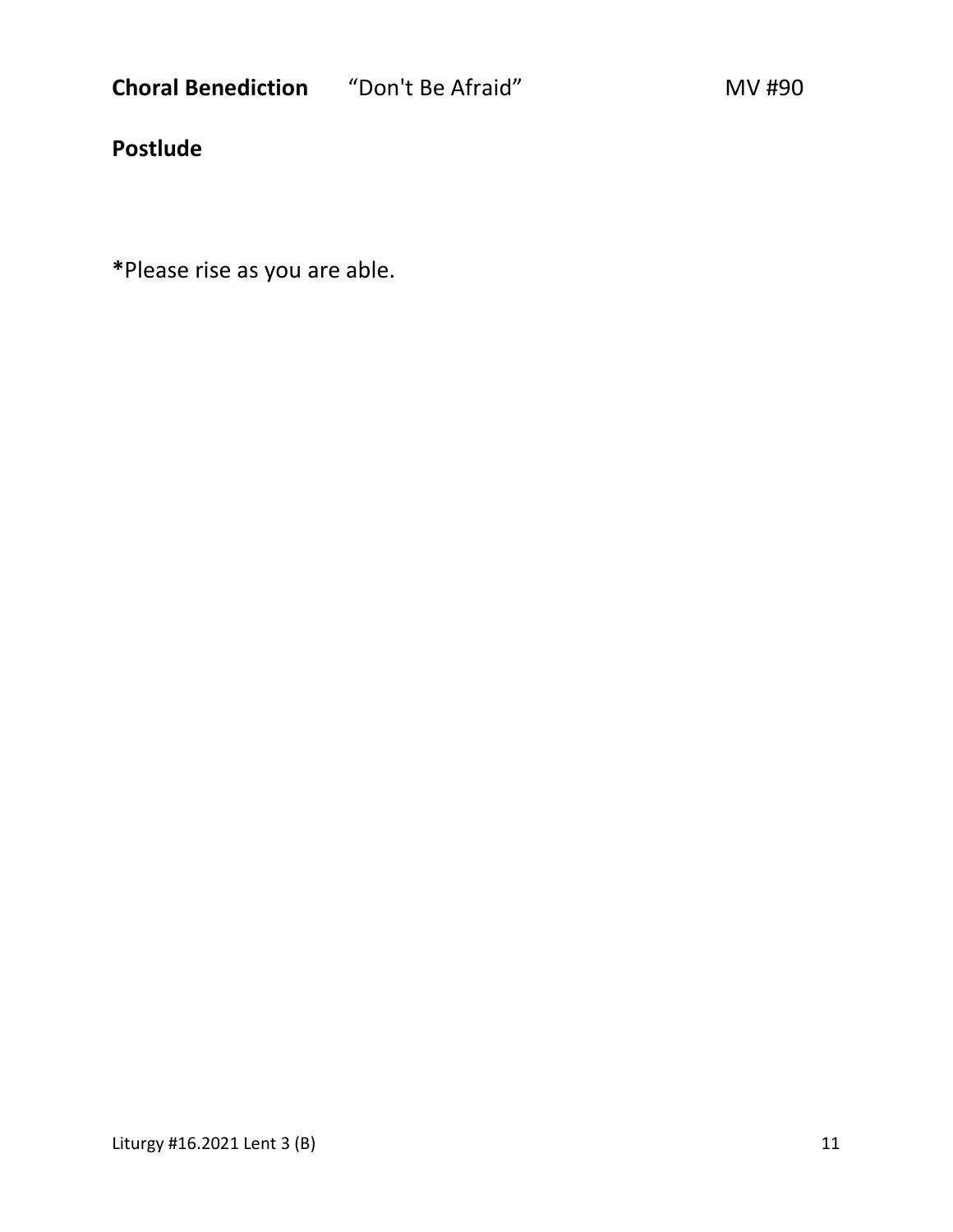**Choral Benediction** "Don't Be Afraid" MV #90

**Postlude**

**\***Please rise as you are able.

**Choral Benediction** "Don't Be Afraid" MV #90

**Postlude**

**\***Please rise as you are able.